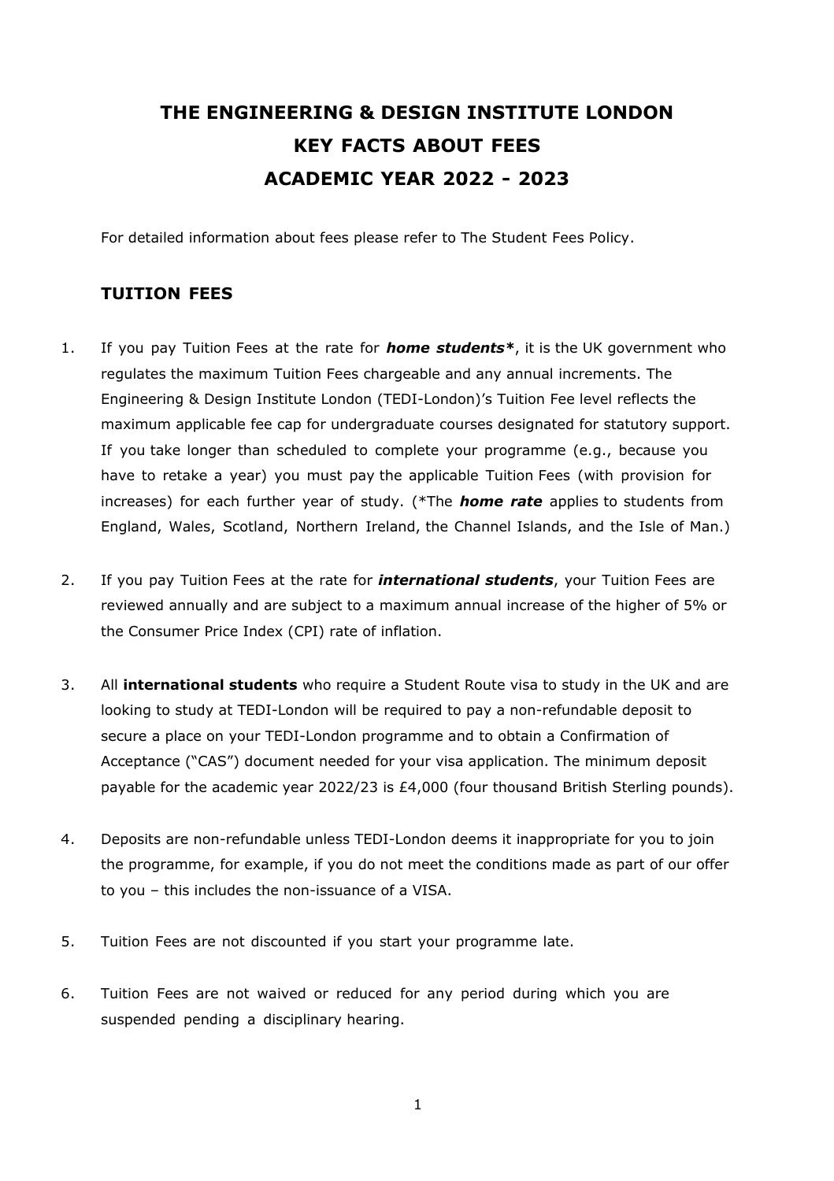# THE ENGINEERING & DESIGN INSTITUTE LONDON
# KEY FACTS ABOUT FEES
# ACADEMIC YEAR 2022 - 2023

For detailed information about fees please refer to The Student Fees Policy.

## TUITION FEES

1. If you pay Tuition Fees at the rate for ***home students*\****, it is the UK government who regulates the maximum Tuition Fees chargeable and any annual increments. The Engineering & Design Institute London (TEDI-London)'s Tuition Fee level reflects the maximum applicable fee cap for undergraduate courses designated for statutory support. If you take longer than scheduled to complete your programme (e.g., because you have to retake a year) you must pay the applicable Tuition Fees (with provision for increases) for each further year of study. (*The ***home rate*** applies to students from England, Wales, Scotland, Northern Ireland, the Channel Islands, and the Isle of Man.)

2. If you pay Tuition Fees at the rate for ***international students***, your Tuition Fees are reviewed annually and are subject to a maximum annual increase of the higher of 5% or the Consumer Price Index (CPI) rate of inflation.

3. All **international students** who require a Student Route visa to study in the UK and are looking to study at TEDI-London will be required to pay a non-refundable deposit to secure a place on your TEDI-London programme and to obtain a Confirmation of Acceptance ("CAS") document needed for your visa application. The minimum deposit payable for the academic year 2022/23 is £4,000 (four thousand British Sterling pounds).

4. Deposits are non-refundable unless TEDI-London deems it inappropriate for you to join the programme, for example, if you do not meet the conditions made as part of our offer to you – this includes the non-issuance of a VISA.

5. Tuition Fees are not discounted if you start your programme late.

6. Tuition Fees are not waived or reduced for any period during which you are suspended pending a disciplinary hearing.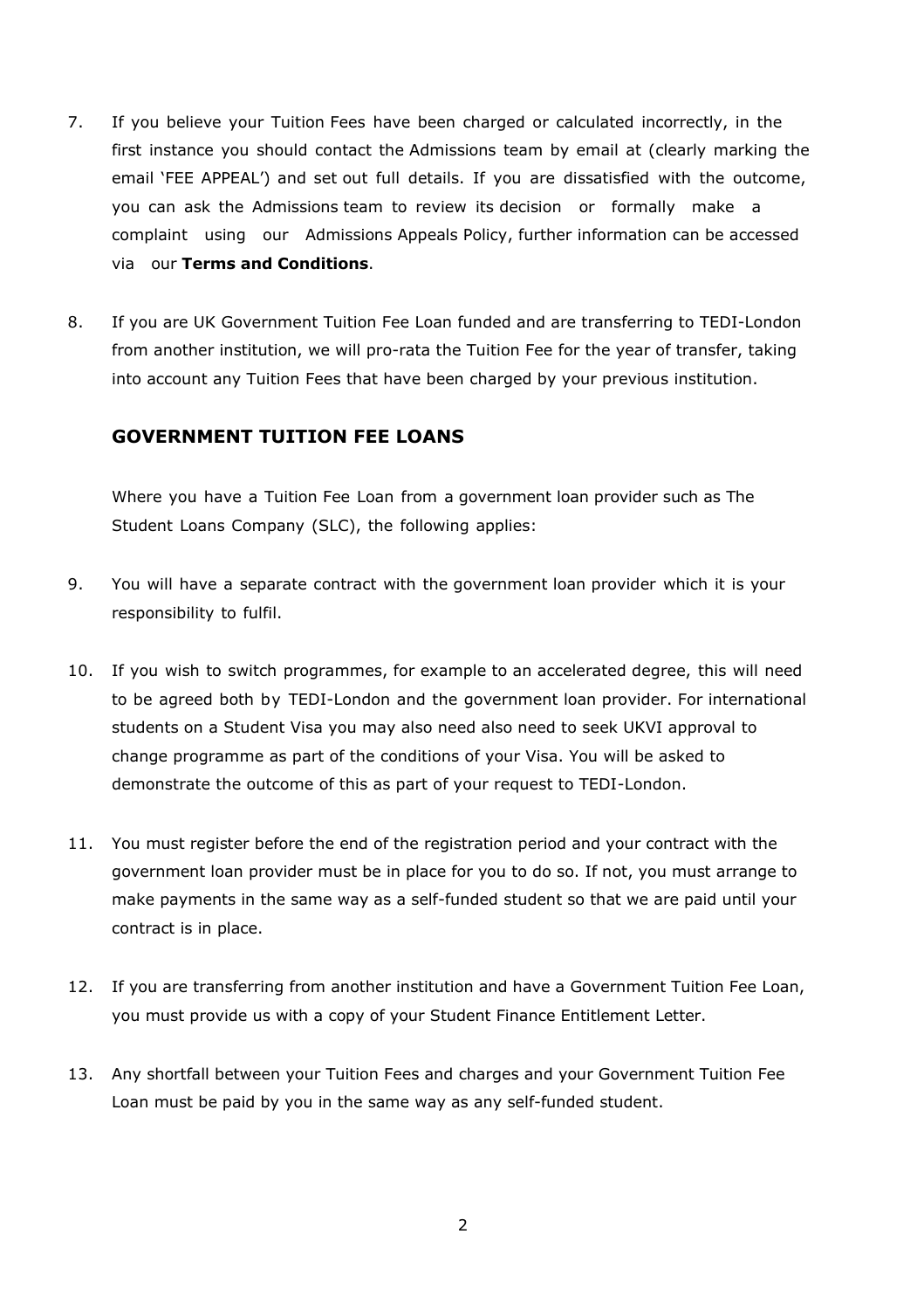7. If you believe your Tuition Fees have been charged or calculated incorrectly, in the first instance you should contact the Admissions team by email at (clearly marking the email 'FEE APPEAL') and set out full details. If you are dissatisfied with the outcome, you can ask the Admissions team to review its decision or formally make a complaint using our Admissions Appeals Policy, further information can be accessed via our **Terms and Conditions**.

8. If you are UK Government Tuition Fee Loan funded and are transferring to TEDI-London from another institution, we will pro-rata the Tuition Fee for the year of transfer, taking into account any Tuition Fees that have been charged by your previous institution.

## GOVERNMENT TUITION FEE LOANS

Where you have a Tuition Fee Loan from a government loan provider such as The Student Loans Company (SLC), the following applies:

9. You will have a separate contract with the government loan provider which it is your responsibility to fulfil.

10. If you wish to switch programmes, for example to an accelerated degree, this will need to be agreed both by TEDI-London and the government loan provider. For international students on a Student Visa you may also need also need to seek UKVI approval to change programme as part of the conditions of your Visa. You will be asked to demonstrate the outcome of this as part of your request to TEDI-London.

11. You must register before the end of the registration period and your contract with the government loan provider must be in place for you to do so. If not, you must arrange to make payments in the same way as a self-funded student so that we are paid until your contract is in place.

12. If you are transferring from another institution and have a Government Tuition Fee Loan, you must provide us with a copy of your Student Finance Entitlement Letter.

13. Any shortfall between your Tuition Fees and charges and your Government Tuition Fee Loan must be paid by you in the same way as any self-funded student.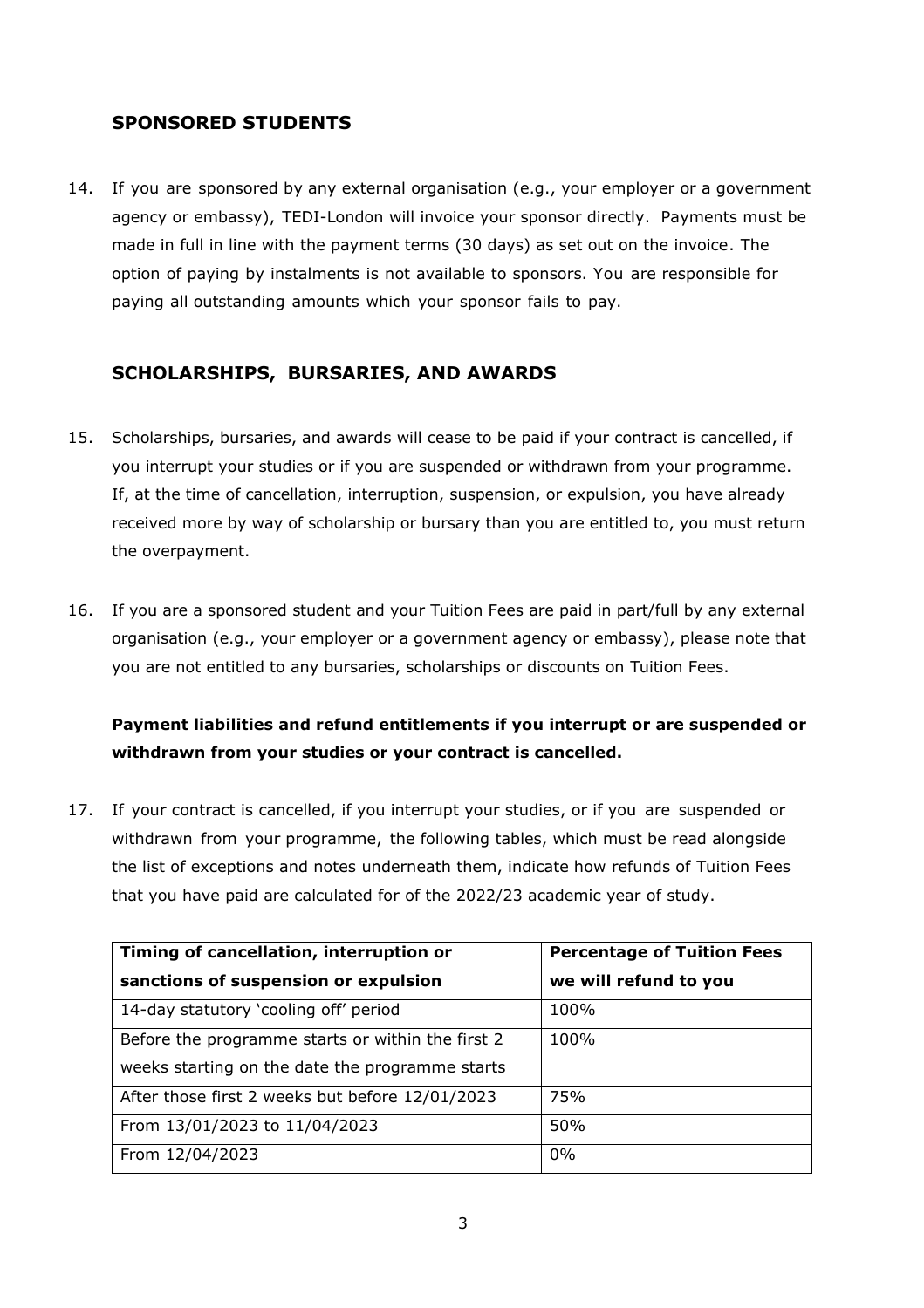## SPONSORED STUDENTS

14. If you are sponsored by any external organisation (e.g., your employer or a government agency or embassy), TEDI-London will invoice your sponsor directly. Payments must be made in full in line with the payment terms (30 days) as set out on the invoice. The option of paying by instalments is not available to sponsors. You are responsible for paying all outstanding amounts which your sponsor fails to pay.

## SCHOLARSHIPS, BURSARIES, AND AWARDS

15. Scholarships, bursaries, and awards will cease to be paid if your contract is cancelled, if you interrupt your studies or if you are suspended or withdrawn from your programme. If, at the time of cancellation, interruption, suspension, or expulsion, you have already received more by way of scholarship or bursary than you are entitled to, you must return the overpayment.

16. If you are a sponsored student and your Tuition Fees are paid in part/full by any external organisation (e.g., your employer or a government agency or embassy), please note that you are not entitled to any bursaries, scholarships or discounts on Tuition Fees.

**Payment liabilities and refund entitlements if you interrupt or are suspended or withdrawn from your studies or your contract is cancelled.**

17. If your contract is cancelled, if you interrupt your studies, or if you are suspended or withdrawn from your programme, the following tables, which must be read alongside the list of exceptions and notes underneath them, indicate how refunds of Tuition Fees that you have paid are calculated for of the 2022/23 academic year of study.

| Timing of cancellation, interruption or sanctions of suspension or expulsion | Percentage of Tuition Fees we will refund to you |
|---|---|
| 14-day statutory 'cooling off' period | 100% |
| Before the programme starts or within the first 2 weeks starting on the date the programme starts | 100% |
| After those first 2 weeks but before 12/01/2023 | 75% |
| From 13/01/2023 to 11/04/2023 | 50% |
| From 12/04/2023 | 0% |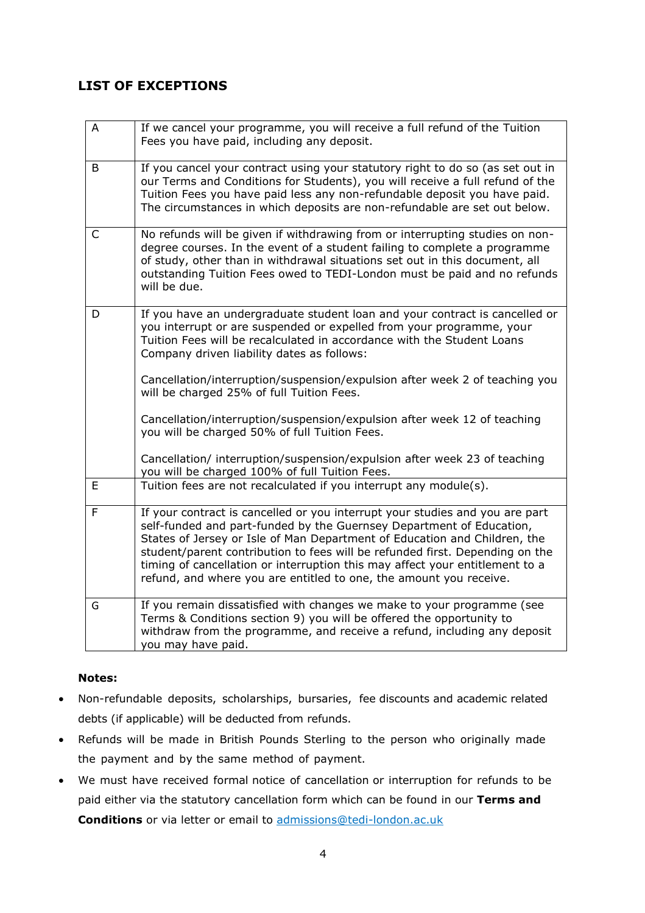## LIST OF EXCEPTIONS

| | |
|---|---|
| A | If we cancel your programme, you will receive a full refund of the Tuition Fees you have paid, including any deposit. |
| B | If you cancel your contract using your statutory right to do so (as set out in our Terms and Conditions for Students), you will receive a full refund of the Tuition Fees you have paid less any non-refundable deposit you have paid. The circumstances in which deposits are non-refundable are set out below. |
| C | No refunds will be given if withdrawing from or interrupting studies on non-degree courses. In the event of a student failing to complete a programme of study, other than in withdrawal situations set out in this document, all outstanding Tuition Fees owed to TEDI-London must be paid and no refunds will be due. |
| D | If you have an undergraduate student loan and your contract is cancelled or you interrupt or are suspended or expelled from your programme, your Tuition Fees will be recalculated in accordance with the Student Loans Company driven liability dates as follows:<br><br>Cancellation/interruption/suspension/expulsion after week 2 of teaching you will be charged 25% of full Tuition Fees.<br><br>Cancellation/interruption/suspension/expulsion after week 12 of teaching you will be charged 50% of full Tuition Fees.<br><br>Cancellation/ interruption/suspension/expulsion after week 23 of teaching you will be charged 100% of full Tuition Fees. |
| E | Tuition fees are not recalculated if you interrupt any module(s). |
| F | If your contract is cancelled or you interrupt your studies and you are part self-funded and part-funded by the Guernsey Department of Education, States of Jersey or Isle of Man Department of Education and Children, the student/parent contribution to fees will be refunded first. Depending on the timing of cancellation or interruption this may affect your entitlement to a refund, and where you are entitled to one, the amount you receive. |
| G | If you remain dissatisfied with changes we make to your programme (see Terms & Conditions section 9) you will be offered the opportunity to withdraw from the programme, and receive a refund, including any deposit you may have paid. |

**Notes:**

- Non-refundable deposits, scholarships, bursaries, fee discounts and academic related debts (if applicable) will be deducted from refunds.
- Refunds will be made in British Pounds Sterling to the person who originally made the payment and by the same method of payment.
- We must have received formal notice of cancellation or interruption for refunds to be paid either via the statutory cancellation form which can be found in our **Terms and Conditions** or via letter or email to admissions@tedi-london.ac.uk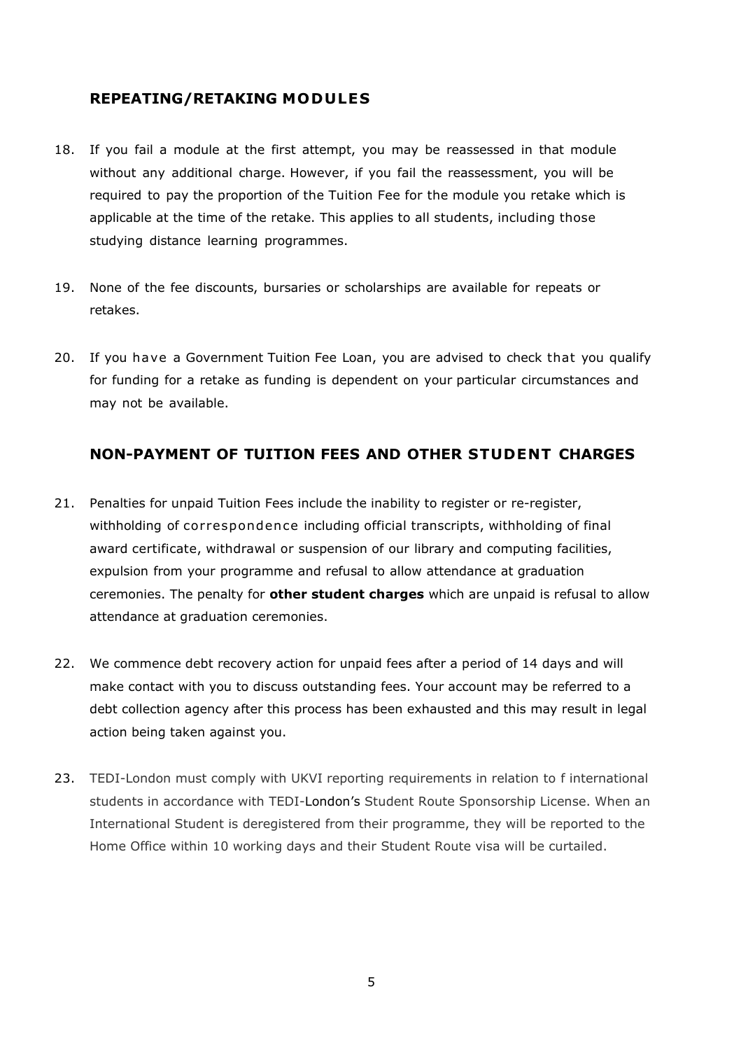## REPEATING/RETAKING MODULES

18. If you fail a module at the first attempt, you may be reassessed in that module without any additional charge. However, if you fail the reassessment, you will be required to pay the proportion of the Tuition Fee for the module you retake which is applicable at the time of the retake. This applies to all students, including those studying distance learning programmes.

19. None of the fee discounts, bursaries or scholarships are available for repeats or retakes.

20. If you have a Government Tuition Fee Loan, you are advised to check that you qualify for funding for a retake as funding is dependent on your particular circumstances and may not be available.

## NON-PAYMENT OF TUITION FEES AND OTHER STUDENT CHARGES

21. Penalties for unpaid Tuition Fees include the inability to register or re-register, withholding of correspondence including official transcripts, withholding of final award certificate, withdrawal or suspension of our library and computing facilities, expulsion from your programme and refusal to allow attendance at graduation ceremonies. The penalty for **other student charges** which are unpaid is refusal to allow attendance at graduation ceremonies.

22. We commence debt recovery action for unpaid fees after a period of 14 days and will make contact with you to discuss outstanding fees. Your account may be referred to a debt collection agency after this process has been exhausted and this may result in legal action being taken against you.

23. TEDI-London must comply with UKVI reporting requirements in relation to f international students in accordance with TEDI-London's Student Route Sponsorship License. When an International Student is deregistered from their programme, they will be reported to the Home Office within 10 working days and their Student Route visa will be curtailed.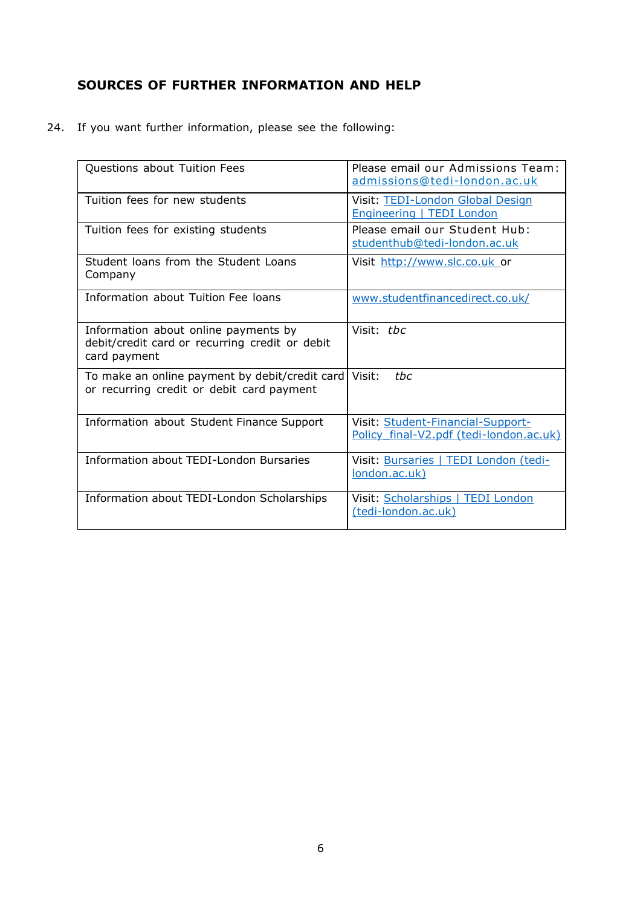## SOURCES OF FURTHER INFORMATION AND HELP

24. If you want further information, please see the following:

| | |
|---|---|
| Questions about Tuition Fees | Please email our Admissions Team: admissions@tedi-london.ac.uk |
| Tuition fees for new students | Visit: TEDI-London Global Design Engineering \| TEDI London |
| Tuition fees for existing students | Please email our Student Hub: studenthub@tedi-london.ac.uk |
| Student loans from the Student Loans Company | Visit http://www.slc.co.uk or |
| Information about Tuition Fee loans | www.studentfinancedirect.co.uk/ |
| Information about online payments by debit/credit card or recurring credit or debit card payment | Visit: *tbc* |
| To make an online payment by debit/credit card or recurring credit or debit card payment | Visit: *tbc* |
| Information about Student Finance Support | Visit: Student-Financial-Support-Policy_final-V2.pdf (tedi-london.ac.uk) |
| Information about TEDI-London Bursaries | Visit: Bursaries \| TEDI London (tedi-london.ac.uk) |
| Information about TEDI-London Scholarships | Visit: Scholarships \| TEDI London (tedi-london.ac.uk) |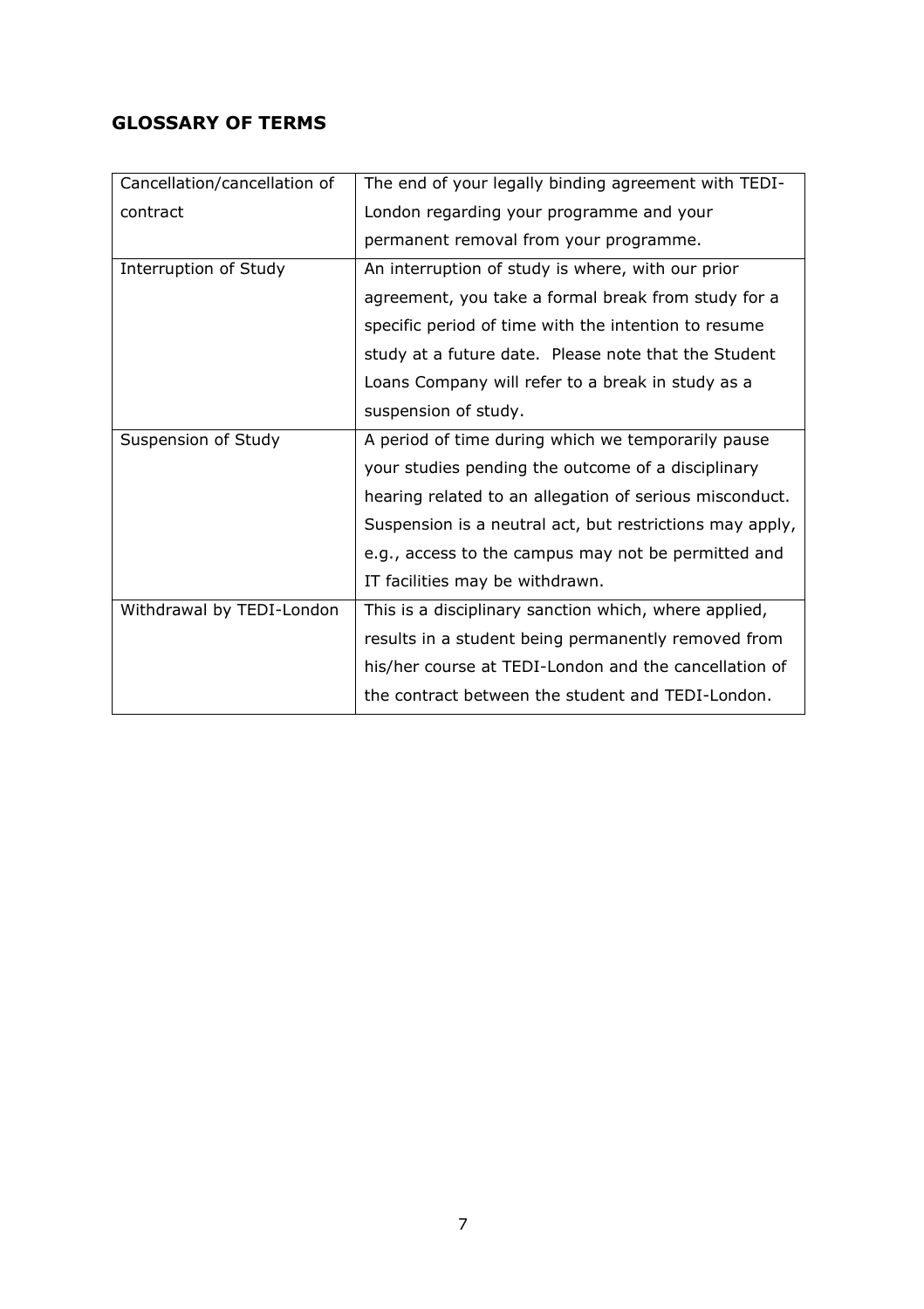## GLOSSARY OF TERMS

| | |
|---|---|
| Cancellation/cancellation of contract | The end of your legally binding agreement with TEDI-London regarding your programme and your permanent removal from your programme. |
| Interruption of Study | An interruption of study is where, with our prior agreement, you take a formal break from study for a specific period of time with the intention to resume study at a future date. Please note that the Student Loans Company will refer to a break in study as a suspension of study. |
| Suspension of Study | A period of time during which we temporarily pause your studies pending the outcome of a disciplinary hearing related to an allegation of serious misconduct. Suspension is a neutral act, but restrictions may apply, e.g., access to the campus may not be permitted and IT facilities may be withdrawn. |
| Withdrawal by TEDI-London | This is a disciplinary sanction which, where applied, results in a student being permanently removed from his/her course at TEDI-London and the cancellation of the contract between the student and TEDI-London. |